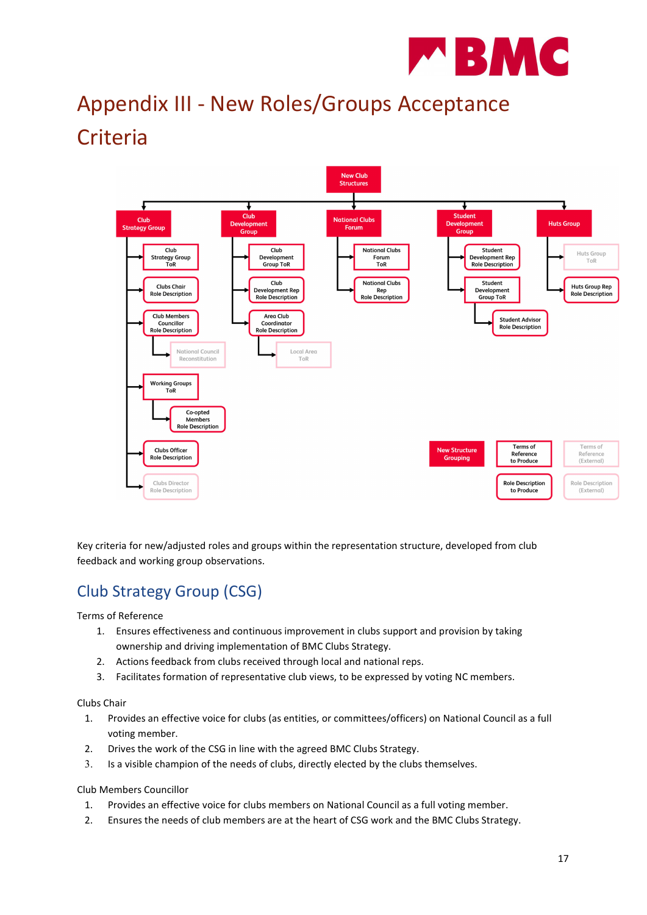# Appendix III - New Roles/Groups Acceptance Criteria

Key criteria for new/adjusted roles and groups within the representation structure, developed from club feedback and working group observations.

## Club Strategy Group (CSG)

Terms of Reference

1. Ensures effectiveness and continuous improvement in clubs support and provision by taking ownership and driving implementation of BMC Clubs Strategy.
2. Actions feedback from clubs received through local and national reps.
3. Facilitates formation of representative club views, to be expressed by voting NC members.

Clubs Chair

1. Provides an effective voice for clubs (as entities, or committees/officers) on National Council as a full voting member.
2. Drives the work of the CSG in line with the agreed BMC Clubs Strategy.
3. Is a visible champion of the needs of clubs, directly elected by the clubs themselves.

Club Members Councillor

1. Provides an effective voice for clubs members on National Council as a full voting member.
2. Ensures the needs of club members are at the heart of CSG work and the BMC Clubs Strategy.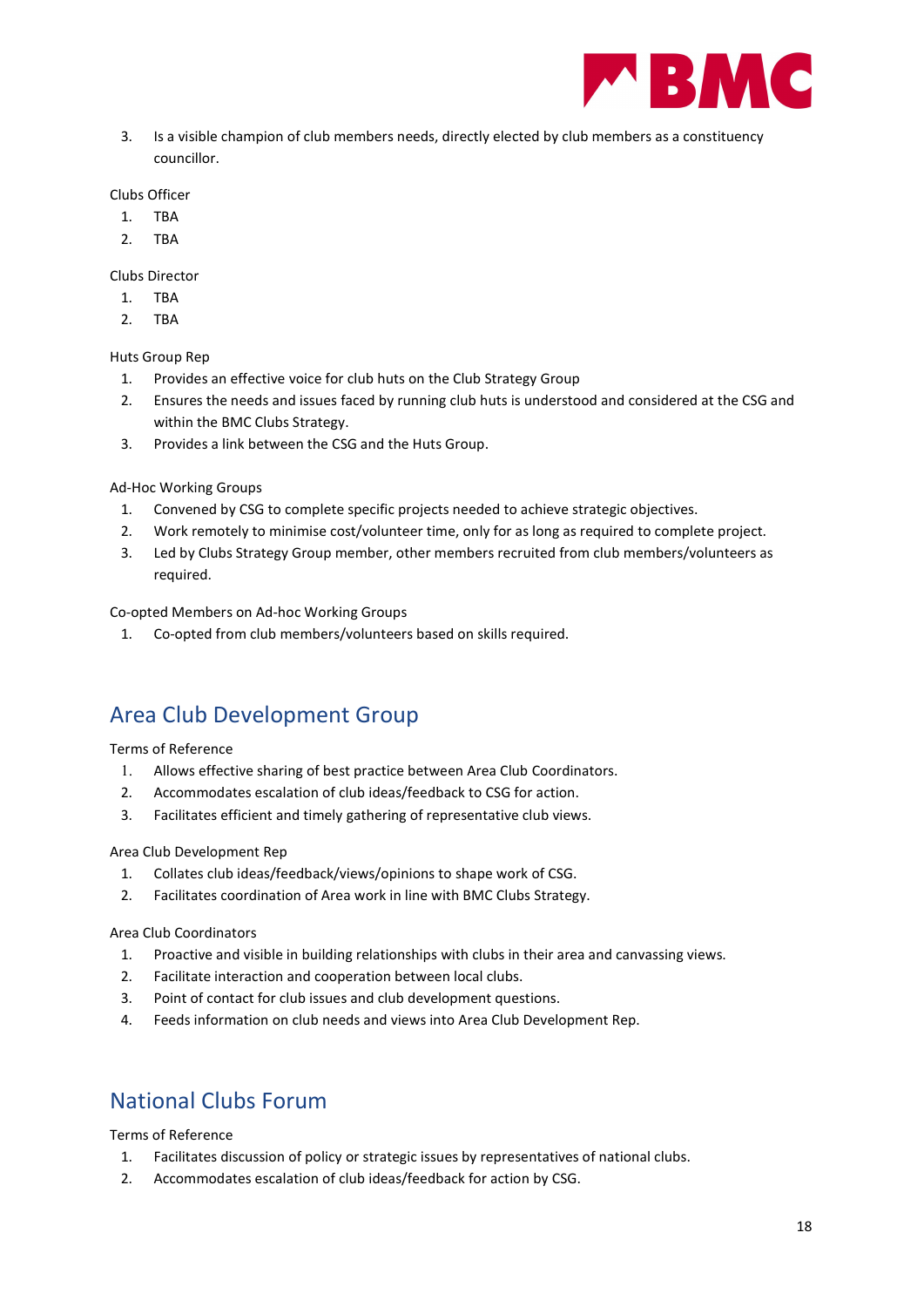3. Is a visible champion of club members needs, directly elected by club members as a constituency councillor.

Clubs Officer

1. TBA
2. TBA

Clubs Director

1. TBA
2. TBA

Huts Group Rep

1. Provides an effective voice for club huts on the Club Strategy Group
2. Ensures the needs and issues faced by running club huts is understood and considered at the CSG and within the BMC Clubs Strategy.
3. Provides a link between the CSG and the Huts Group.

Ad-Hoc Working Groups

1. Convened by CSG to complete specific projects needed to achieve strategic objectives.
2. Work remotely to minimise cost/volunteer time, only for as long as required to complete project.
3. Led by Clubs Strategy Group member, other members recruited from club members/volunteers as required.

Co-opted Members on Ad-hoc Working Groups

1. Co-opted from club members/volunteers based on skills required.

## Area Club Development Group

Terms of Reference

1. Allows effective sharing of best practice between Area Club Coordinators.
2. Accommodates escalation of club ideas/feedback to CSG for action.
3. Facilitates efficient and timely gathering of representative club views.

Area Club Development Rep

1. Collates club ideas/feedback/views/opinions to shape work of CSG.
2. Facilitates coordination of Area work in line with BMC Clubs Strategy.

Area Club Coordinators

1. Proactive and visible in building relationships with clubs in their area and canvassing views.
2. Facilitate interaction and cooperation between local clubs.
3. Point of contact for club issues and club development questions.
4. Feeds information on club needs and views into Area Club Development Rep.

## National Clubs Forum

Terms of Reference

1. Facilitates discussion of policy or strategic issues by representatives of national clubs.
2. Accommodates escalation of club ideas/feedback for action by CSG.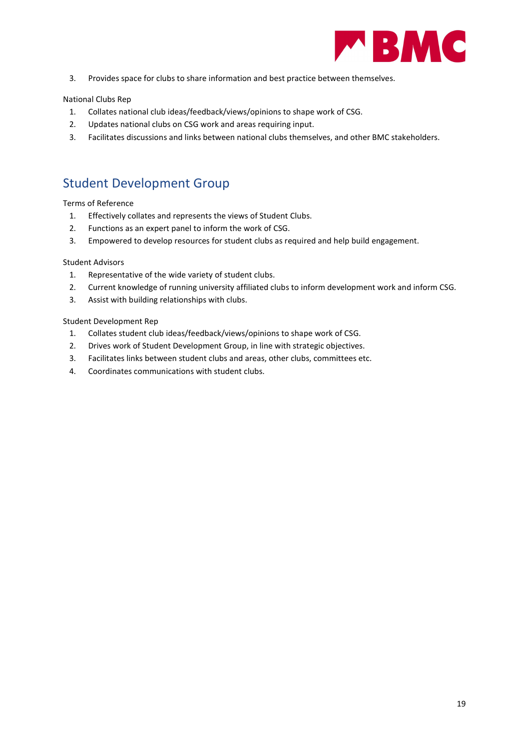3. Provides space for clubs to share information and best practice between themselves.

National Clubs Rep

1. Collates national club ideas/feedback/views/opinions to shape work of CSG.
2. Updates national clubs on CSG work and areas requiring input.
3. Facilitates discussions and links between national clubs themselves, and other BMC stakeholders.

## Student Development Group

Terms of Reference

1. Effectively collates and represents the views of Student Clubs.
2. Functions as an expert panel to inform the work of CSG.
3. Empowered to develop resources for student clubs as required and help build engagement.

Student Advisors

1. Representative of the wide variety of student clubs.
2. Current knowledge of running university affiliated clubs to inform development work and inform CSG.
3. Assist with building relationships with clubs.

Student Development Rep

1. Collates student club ideas/feedback/views/opinions to shape work of CSG.
2. Drives work of Student Development Group, in line with strategic objectives.
3. Facilitates links between student clubs and areas, other clubs, committees etc.
4. Coordinates communications with student clubs.